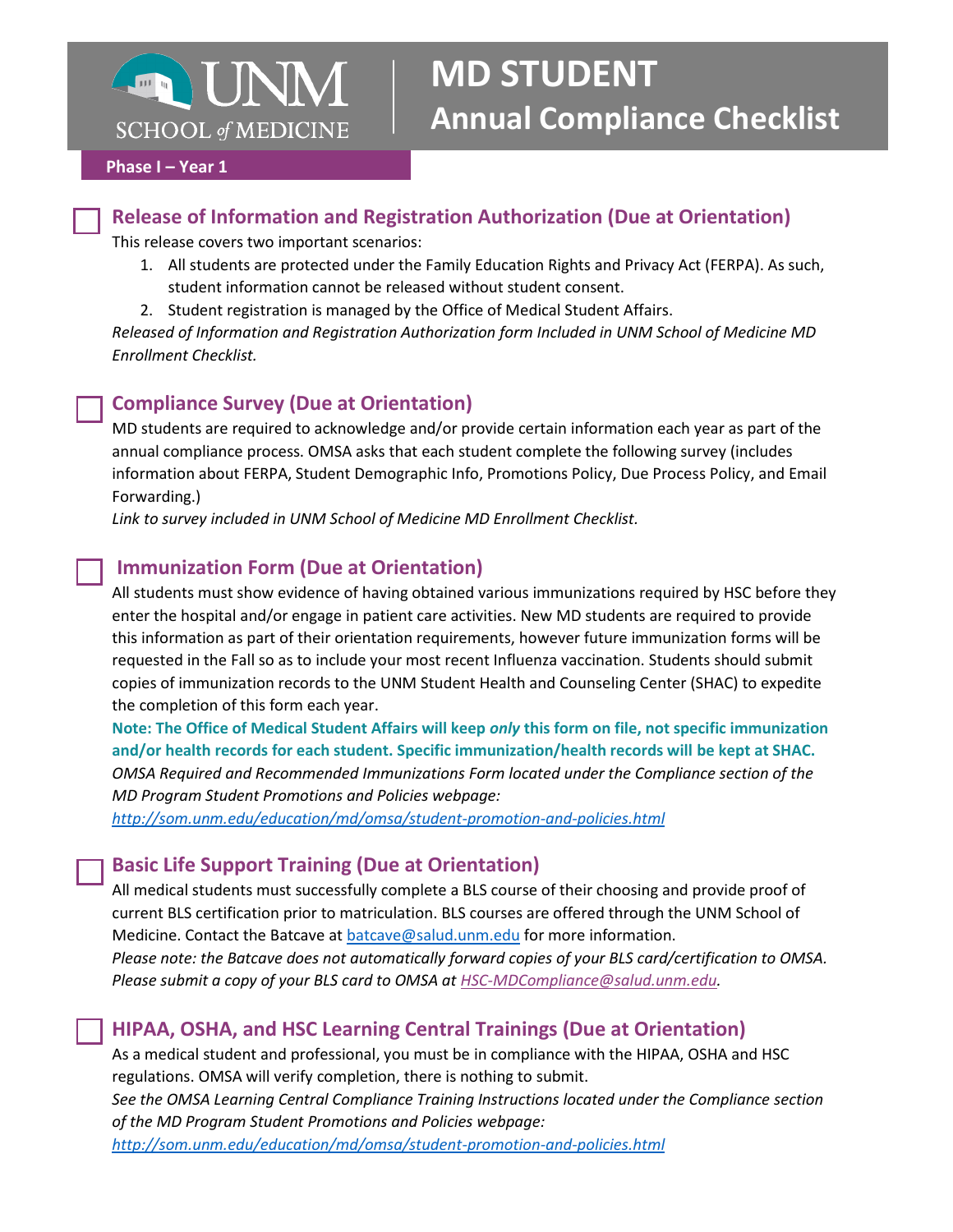# UNM SCHOOL of MEDICINE | MD STUDENT Annual Compliance Checklist

**Phase I – Year 1**

## ☐ Release of Information and Registration Authorization (Due at Orientation)

This release covers two important scenarios:

1. All students are protected under the Family Education Rights and Privacy Act (FERPA). As such, student information cannot be released without student consent.
2. Student registration is managed by the Office of Medical Student Affairs.

*Released of Information and Registration Authorization form Included in UNM School of Medicine MD Enrollment Checklist.*

## ☐ Compliance Survey (Due at Orientation)

MD students are required to acknowledge and/or provide certain information each year as part of the annual compliance process. OMSA asks that each student complete the following survey (includes information about FERPA, Student Demographic Info, Promotions Policy, Due Process Policy, and Email Forwarding.)

*Link to survey included in UNM School of Medicine MD Enrollment Checklist.*

## ☐ Immunization Form (Due at Orientation)

All students must show evidence of having obtained various immunizations required by HSC before they enter the hospital and/or engage in patient care activities. New MD students are required to provide this information as part of their orientation requirements, however future immunization forms will be requested in the Fall so as to include your most recent Influenza vaccination. Students should submit copies of immunization records to the UNM Student Health and Counseling Center (SHAC) to expedite the completion of this form each year.

**Note: The Office of Medical Student Affairs will keep *only* this form on file, not specific immunization and/or health records for each student. Specific immunization/health records will be kept at SHAC.**

*OMSA Required and Recommended Immunizations Form located under the Compliance section of the MD Program Student Promotions and Policies webpage:*

*http://som.unm.edu/education/md/omsa/student-promotion-and-policies.html*

## ☐ Basic Life Support Training (Due at Orientation)

All medical students must successfully complete a BLS course of their choosing and provide proof of current BLS certification prior to matriculation. BLS courses are offered through the UNM School of Medicine. Contact the Batcave at batcave@salud.unm.edu for more information.

*Please note: the Batcave does not automatically forward copies of your BLS card/certification to OMSA. Please submit a copy of your BLS card to OMSA at HSC-MDCompliance@salud.unm.edu.*

## ☐ HIPAA, OSHA, and HSC Learning Central Trainings (Due at Orientation)

As a medical student and professional, you must be in compliance with the HIPAA, OSHA and HSC regulations. OMSA will verify completion, there is nothing to submit.

*See the OMSA Learning Central Compliance Training Instructions located under the Compliance section of the MD Program Student Promotions and Policies webpage:*

*http://som.unm.edu/education/md/omsa/student-promotion-and-policies.html*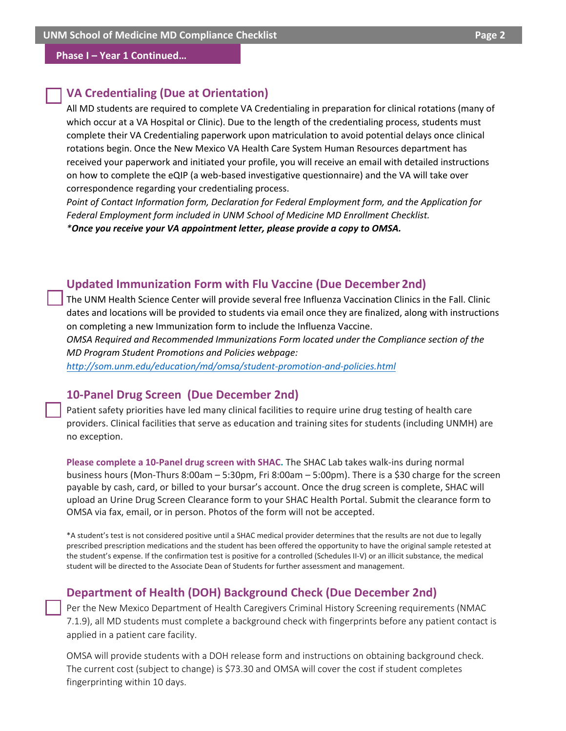## Phase I – Year 1 Continued…

### VA Credentialing (Due at Orientation)

All MD students are required to complete VA Credentialing in preparation for clinical rotations (many of which occur at a VA Hospital or Clinic). Due to the length of the credentialing process, students must complete their VA Credentialing paperwork upon matriculation to avoid potential delays once clinical rotations begin. Once the New Mexico VA Health Care System Human Resources department has received your paperwork and initiated your profile, you will receive an email with detailed instructions on how to complete the eQIP (a web-based investigative questionnaire) and the VA will take over correspondence regarding your credentialing process.

*Point of Contact Information form, Declaration for Federal Employment form, and the Application for Federal Employment form included in UNM School of Medicine MD Enrollment Checklist.*

***Once you receive your VA appointment letter, please provide a copy to OMSA.***

### Updated Immunization Form with Flu Vaccine (Due December 2nd)

The UNM Health Science Center will provide several free Influenza Vaccination Clinics in the Fall. Clinic dates and locations will be provided to students via email once they are finalized, along with instructions on completing a new Immunization form to include the Influenza Vaccine.

*OMSA Required and Recommended Immunizations Form located under the Compliance section of the MD Program Student Promotions and Policies webpage:*

*http://som.unm.edu/education/md/omsa/student-promotion-and-policies.html*

### 10-Panel Drug Screen (Due December 2nd)

Patient safety priorities have led many clinical facilities to require urine drug testing of health care providers. Clinical facilities that serve as education and training sites for students (including UNMH) are no exception.

**Please complete a 10-Panel drug screen with SHAC.** The SHAC Lab takes walk-ins during normal business hours (Mon-Thurs 8:00am – 5:30pm, Fri 8:00am – 5:00pm). There is a $30 charge for the screen payable by cash, card, or billed to your bursar's account. Once the drug screen is complete, SHAC will upload an Urine Drug Screen Clearance form to your SHAC Health Portal. Submit the clearance form to OMSA via fax, email, or in person. Photos of the form will not be accepted.

*A student's test is not considered positive until a SHAC medical provider determines that the results are not due to legally prescribed prescription medications and the student has been offered the opportunity to have the original sample retested at the student's expense. If the confirmation test is positive for a controlled (Schedules II-V) or an illicit substance, the medical student will be directed to the Associate Dean of Students for further assessment and management.

### Department of Health (DOH) Background Check (Due December 2nd)

Per the New Mexico Department of Health Caregivers Criminal History Screening requirements (NMAC 7.1.9), all MD students must complete a background check with fingerprints before any patient contact is applied in a patient care facility.

OMSA will provide students with a DOH release form and instructions on obtaining background check. The current cost (subject to change) is $73.30 and OMSA will cover the cost if student completes fingerprinting within 10 days.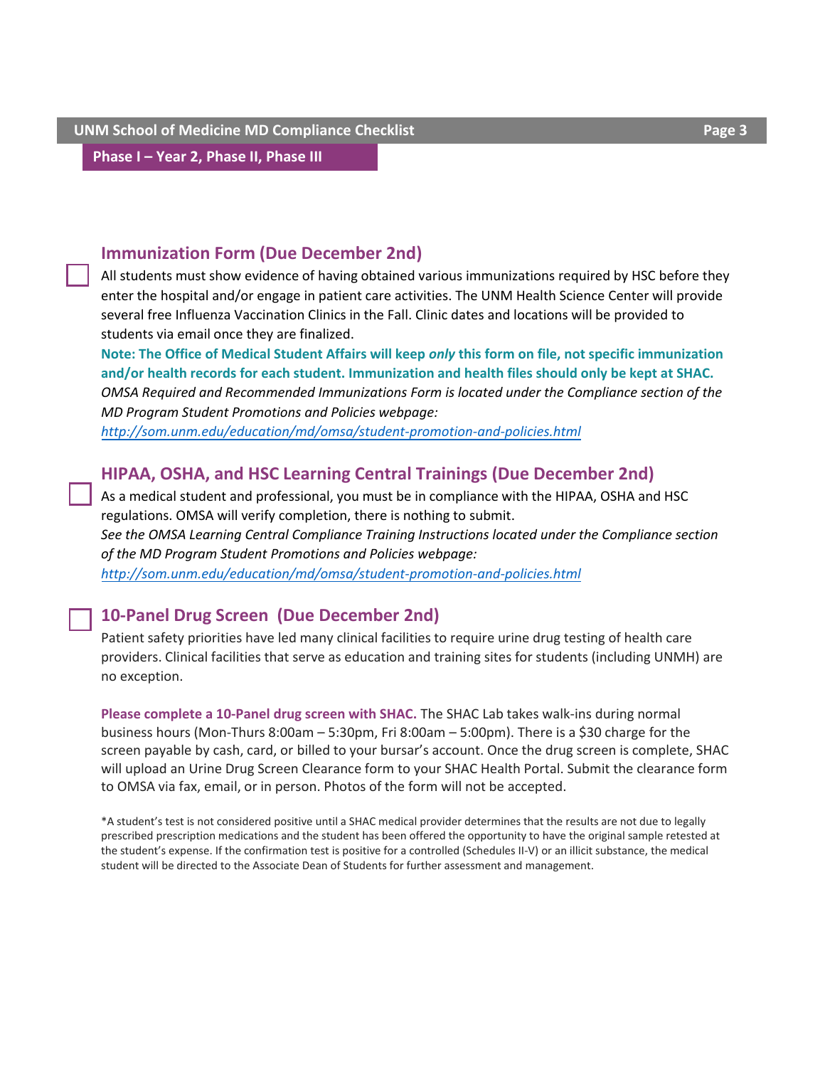**Phase I – Year 2, Phase II, Phase III**

## Immunization Form (Due December 2nd)

☐ All students must show evidence of having obtained various immunizations required by HSC before they enter the hospital and/or engage in patient care activities. The UNM Health Science Center will provide several free Influenza Vaccination Clinics in the Fall. Clinic dates and locations will be provided to students via email once they are finalized.

**Note: The Office of Medical Student Affairs will keep *only* this form on file, not specific immunization and/or health records for each student. Immunization and health files should only be kept at SHAC.**

*OMSA Required and Recommended Immunizations Form is located under the Compliance section of the MD Program Student Promotions and Policies webpage:*
*http://som.unm.edu/education/md/omsa/student-promotion-and-policies.html*

## HIPAA, OSHA, and HSC Learning Central Trainings (Due December 2nd)

☐ As a medical student and professional, you must be in compliance with the HIPAA, OSHA and HSC regulations. OMSA will verify completion, there is nothing to submit.

*See the OMSA Learning Central Compliance Training Instructions located under the Compliance section of the MD Program Student Promotions and Policies webpage:*
*http://som.unm.edu/education/md/omsa/student-promotion-and-policies.html*

## 10-Panel Drug Screen (Due December 2nd)

☐ Patient safety priorities have led many clinical facilities to require urine drug testing of health care providers. Clinical facilities that serve as education and training sites for students (including UNMH) are no exception.

**Please complete a 10-Panel drug screen with SHAC.** The SHAC Lab takes walk-ins during normal business hours (Mon-Thurs 8:00am – 5:30pm, Fri 8:00am – 5:00pm). There is a $30 charge for the screen payable by cash, card, or billed to your bursar's account. Once the drug screen is complete, SHAC will upload an Urine Drug Screen Clearance form to your SHAC Health Portal. Submit the clearance form to OMSA via fax, email, or in person. Photos of the form will not be accepted.

*A student's test is not considered positive until a SHAC medical provider determines that the results are not due to legally prescribed prescription medications and the student has been offered the opportunity to have the original sample retested at the student's expense. If the confirmation test is positive for a controlled (Schedules II-V) or an illicit substance, the medical student will be directed to the Associate Dean of Students for further assessment and management.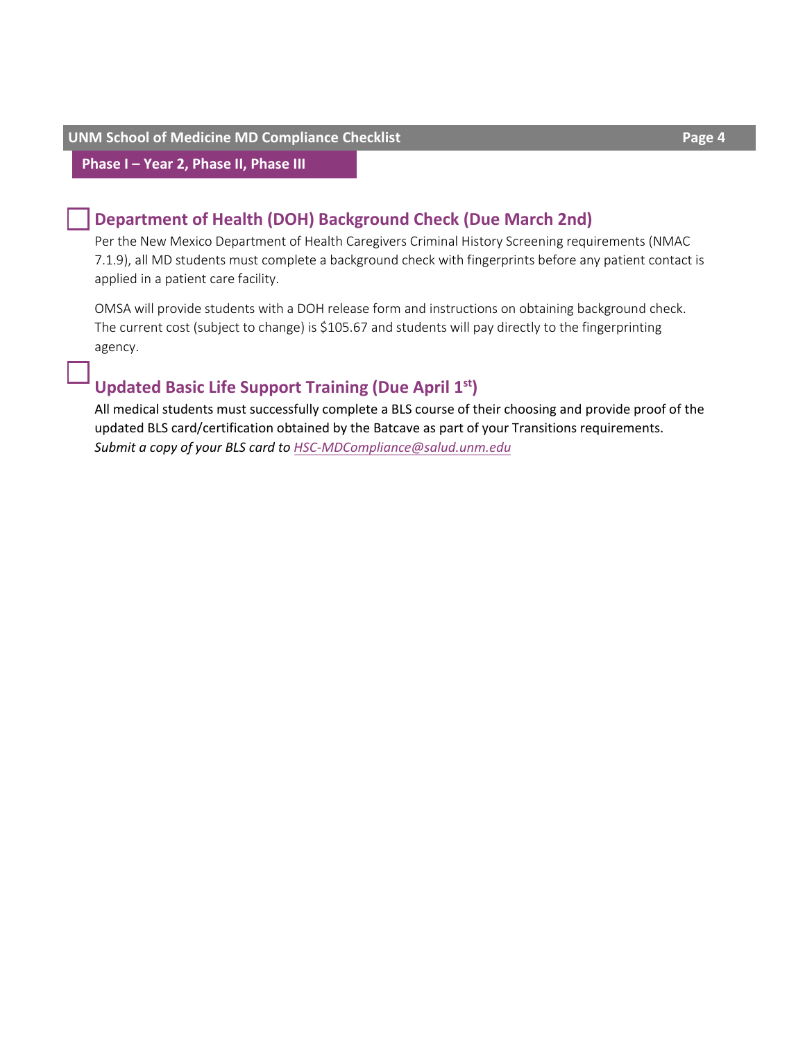**Phase I – Year 2, Phase II, Phase III**

## ☐ Department of Health (DOH) Background Check (Due March 2nd)

Per the New Mexico Department of Health Caregivers Criminal History Screening requirements (NMAC 7.1.9), all MD students must complete a background check with fingerprints before any patient contact is applied in a patient care facility.

OMSA will provide students with a DOH release form and instructions on obtaining background check. The current cost (subject to change) is $105.67 and students will pay directly to the fingerprinting agency.

## ☐ Updated Basic Life Support Training (Due April 1st)

All medical students must successfully complete a BLS course of their choosing and provide proof of the updated BLS card/certification obtained by the Batcave as part of your Transitions requirements. *Submit a copy of your BLS card to HSC-MDCompliance@salud.unm.edu*